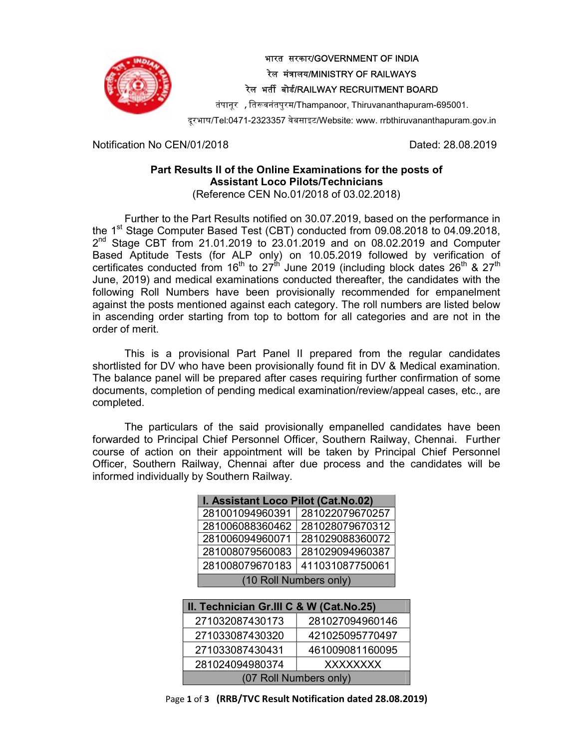भारत सरकार/GOVERNMENT OF INDIA

रेल मंत्रालय/MINISTRY OF RAILWAYS

रेल भर्ती बोर्ड/RAILWAY RECRUITMENT BOARD

तंपानूर , तिरूवनंतपुरम/Thampanoor, Thiruvananthapuram-695001.

दूरभाष/Tel:0471-2323357 वेबसाइट/Website: www. rrbthiruvananthapuram.gov.in

Notification No CEN/01/2018 Dated: 28.08.2019

**Part Results II of the Online Examinations for the posts of Assistant Loco Pilots/Technicians**

(Reference CEN No.01/2018 of 03.02.2018)

Further to the Part Results notified on 30.07.2019, based on the performance in the 1st Stage Computer Based Test (CBT) conducted from 09.08.2018 to 04.09.2018, 2nd Stage CBT from 21.01.2019 to 23.01.2019 and on 08.02.2019 and Computer Based Aptitude Tests (for ALP only) on 10.05.2019 followed by verification of certificates conducted from 16th to 27th June 2019 (including block dates 26th & 27th June, 2019) and medical examinations conducted thereafter, the candidates with the following Roll Numbers have been provisionally recommended for empanelment against the posts mentioned against each category. The roll numbers are listed below in ascending order starting from top to bottom for all categories and are not in the order of merit.

This is a provisional Part Panel II prepared from the regular candidates shortlisted for DV who have been provisionally found fit in DV & Medical examination. The balance panel will be prepared after cases requiring further confirmation of some documents, completion of pending medical examination/review/appeal cases, etc., are completed.

The particulars of the said provisionally empanelled candidates have been forwarded to Principal Chief Personnel Officer, Southern Railway, Chennai. Further course of action on their appointment will be taken by Principal Chief Personnel Officer, Southern Railway, Chennai after due process and the candidates will be informed individually by Southern Railway.

| I. Assistant Loco Pilot (Cat.No.02) | |
|---|---|
| 281001094960391 | 281022079670257 |
| 281006088360462 | 281028079670312 |
| 281006094960071 | 281029088360072 |
| 281008079560083 | 281029094960387 |
| 281008079670183 | 411031087750061 |
| (10 Roll Numbers only) | |

| II. Technician Gr.III C & W (Cat.No.25) | |
|---|---|
| 271032087430173 | 281027094960146 |
| 271033087430320 | 421025095770497 |
| 271033087430431 | 461009081160095 |
| 281024094980374 | XXXXXXXX |
| (07 Roll Numbers only) | |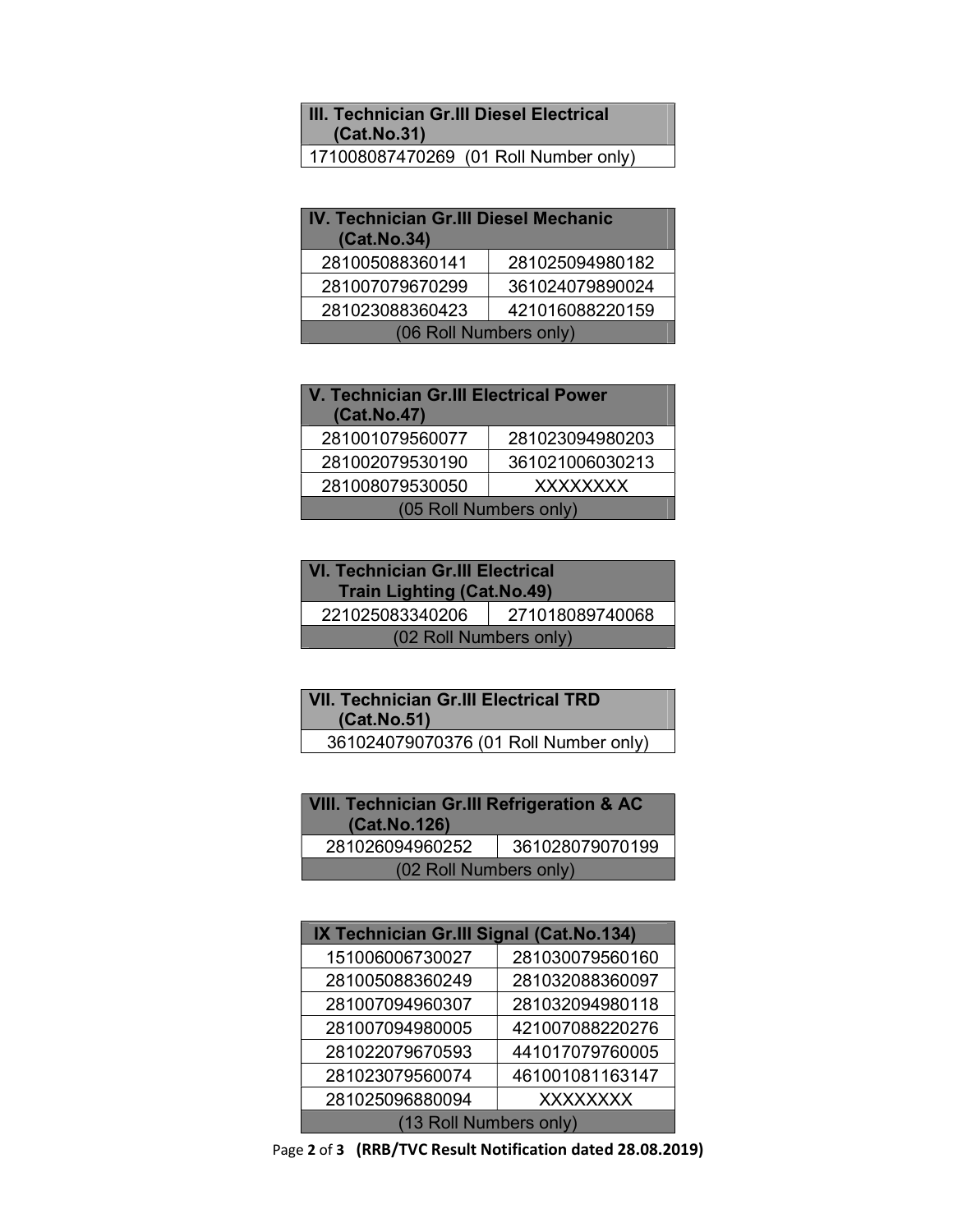| III. Technician Gr.III Diesel Electrical (Cat.No.31) |
|---|
| 171008087470269 (01 Roll Number only) |

| IV. Technician Gr.III Diesel Mechanic (Cat.No.34) | |
|---|---|
| 281005088360141 | 281025094980182 |
| 281007079670299 | 361024079890024 |
| 281023088360423 | 421016088220159 |
| (06 Roll Numbers only) | |

| V. Technician Gr.III Electrical Power (Cat.No.47) | |
|---|---|
| 281001079560077 | 281023094980203 |
| 281002079530190 | 361021006030213 |
| 281008079530050 | XXXXXXXX |
| (05 Roll Numbers only) | |

| VI. Technician Gr.III Electrical Train Lighting (Cat.No.49) | |
|---|---|
| 221025083340206 | 271018089740068 |
| (02 Roll Numbers only) | |

| VII. Technician Gr.III Electrical TRD (Cat.No.51) |
|---|
| 361024079070376 (01 Roll Number only) |

| VIII. Technician Gr.III Refrigeration & AC (Cat.No.126) | |
|---|---|
| 281026094960252 | 361028079070199 |
| (02 Roll Numbers only) | |

| IX Technician Gr.III Signal (Cat.No.134) | |
|---|---|
| 151006006730027 | 281030079560160 |
| 281005088360249 | 281032088360097 |
| 281007094960307 | 281032094980118 |
| 281007094980005 | 421007088220276 |
| 281022079670593 | 441017079760005 |
| 281023079560074 | 461001081163147 |
| 281025096880094 | XXXXXXXX |
| (13 Roll Numbers only) | |

(RRB/TVC Result Notification dated 28.08.2019)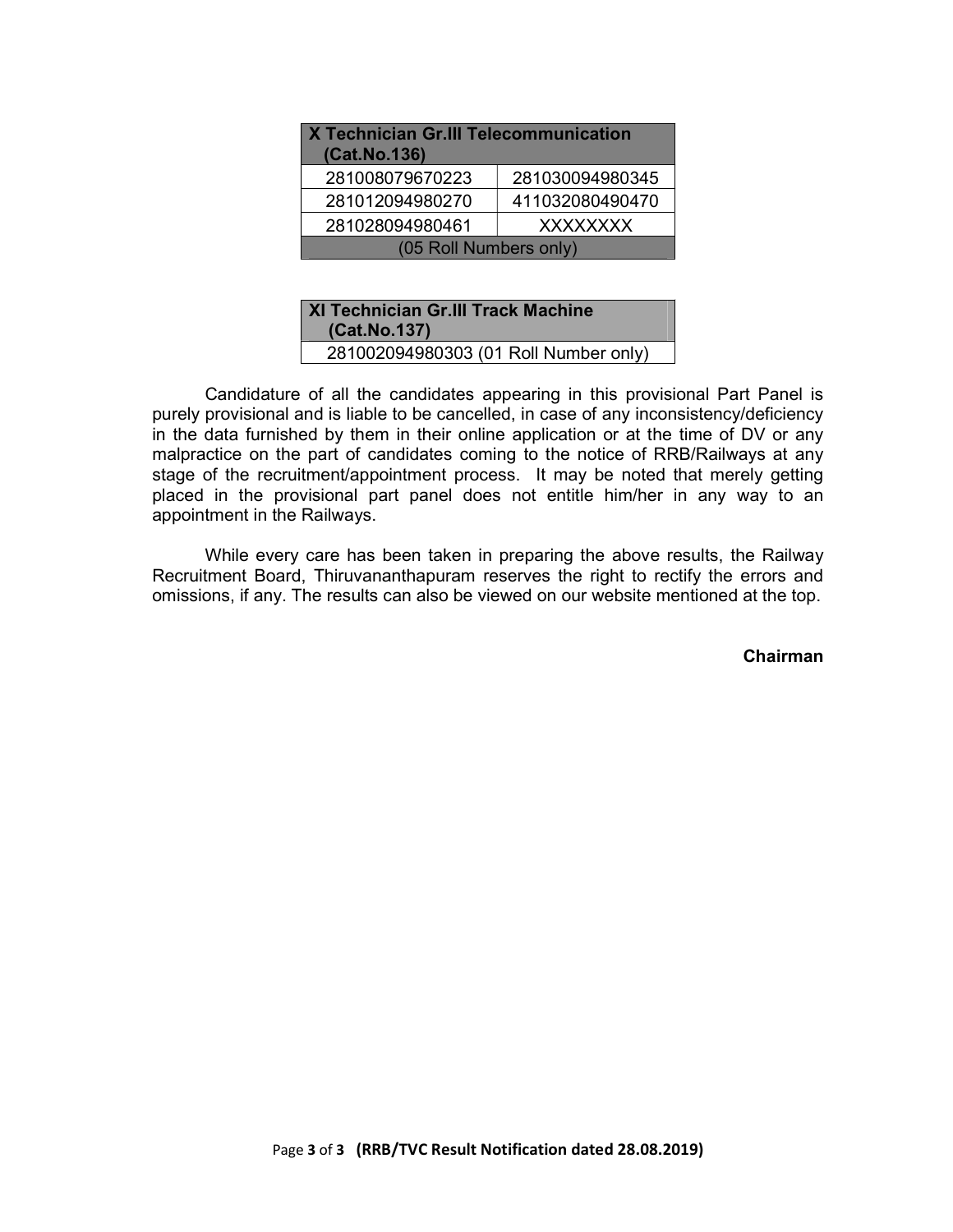| X Technician Gr.III Telecommunication (Cat.No.136) | |
|---|---|
| 281008079670223 | 281030094980345 |
| 281012094980270 | 411032080490470 |
| 281028094980461 | XXXXXXXX |
| (05 Roll Numbers only) | |

| XI Technician Gr.III Track Machine (Cat.No.137) |
|---|
| 281002094980303 (01 Roll Number only) |

Candidature of all the candidates appearing in this provisional Part Panel is purely provisional and is liable to be cancelled, in case of any inconsistency/deficiency in the data furnished by them in their online application or at the time of DV or any malpractice on the part of candidates coming to the notice of RRB/Railways at any stage of the recruitment/appointment process. It may be noted that merely getting placed in the provisional part panel does not entitle him/her in any way to an appointment in the Railways.

While every care has been taken in preparing the above results, the Railway Recruitment Board, Thiruvananthapuram reserves the right to rectify the errors and omissions, if any. The results can also be viewed on our website mentioned at the top.

**Chairman**